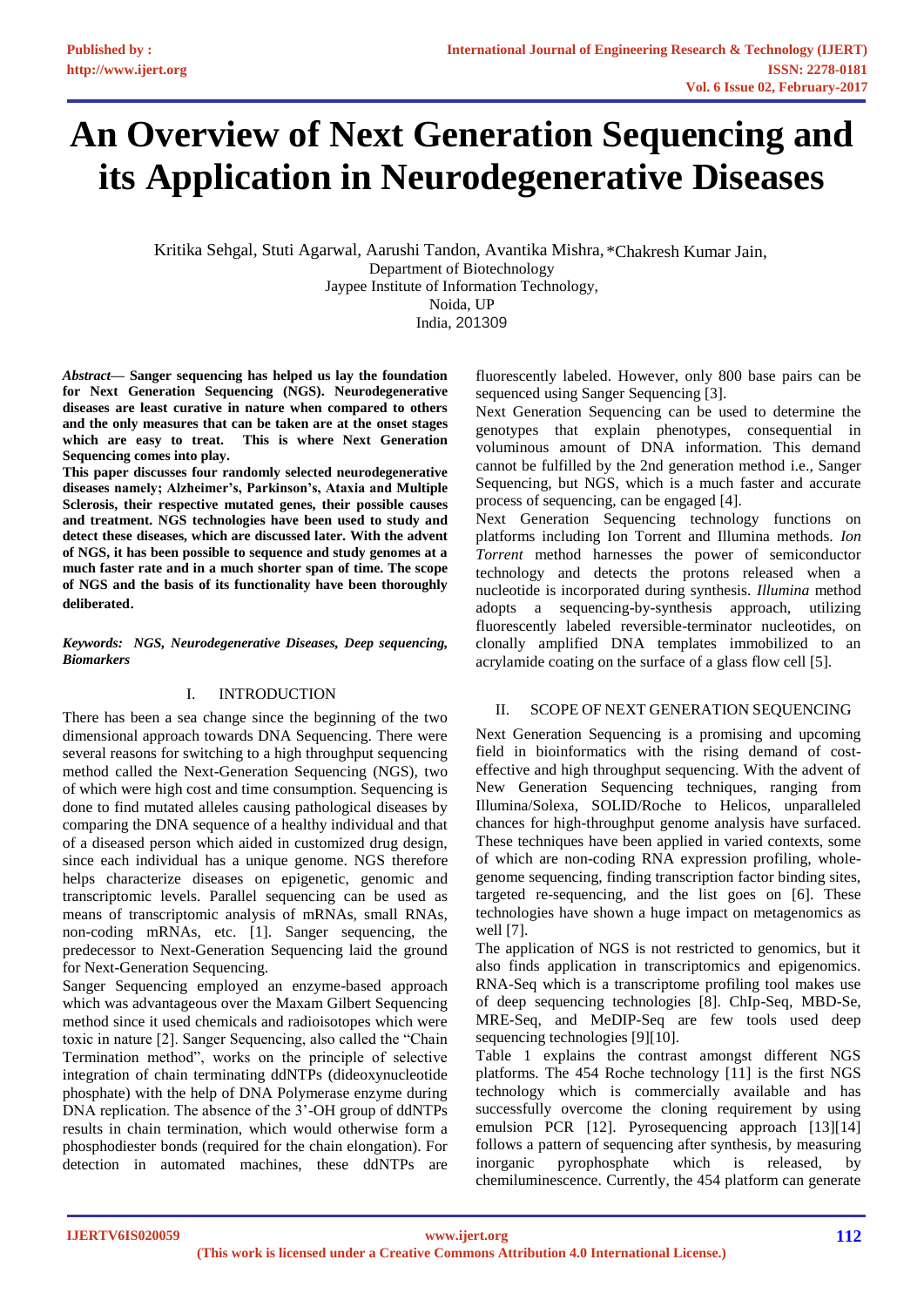# An Overview of Next Generation Sequencing and its Application in Neurodegenerative Diseases

Kritika Sehgal, Stuti Agarwal, Aarushi Tandon, Avantika Mishra, *Chakresh Kumar Jain,
Department of Biotechnology
Jaypee Institute of Information Technology,
Noida, UP
India, 201309

***Abstract*— Sanger sequencing has helped us lay the foundation for Next Generation Sequencing (NGS). Neurodegenerative diseases are least curative in nature when compared to others and the only measures that can be taken are at the onset stages which are easy to treat. This is where Next Generation Sequencing comes into play.**

**This paper discusses four randomly selected neurodegenerative diseases namely; Alzheimer's, Parkinson's, Ataxia and Multiple Sclerosis, their respective mutated genes, their possible causes and treatment. NGS technologies have been used to study and detect these diseases, which are discussed later. With the advent of NGS, it has been possible to sequence and study genomes at a much faster rate and in a much shorter span of time. The scope of NGS and the basis of its functionality have been thoroughly deliberated.**

***Keywords: NGS, Neurodegenerative Diseases, Deep sequencing, Biomarkers***

## I. INTRODUCTION

There has been a sea change since the beginning of the two dimensional approach towards DNA Sequencing. There were several reasons for switching to a high throughput sequencing method called the Next-Generation Sequencing (NGS), two of which were high cost and time consumption. Sequencing is done to find mutated alleles causing pathological diseases by comparing the DNA sequence of a healthy individual and that of a diseased person which aided in customized drug design, since each individual has a unique genome. NGS therefore helps characterize diseases on epigenetic, genomic and transcriptomic levels. Parallel sequencing can be used as means of transcriptomic analysis of mRNAs, small RNAs, non-coding mRNAs, etc. [1]. Sanger sequencing, the predecessor to Next-Generation Sequencing laid the ground for Next-Generation Sequencing.

Sanger Sequencing employed an enzyme-based approach which was advantageous over the Maxam Gilbert Sequencing method since it used chemicals and radioisotopes which were toxic in nature [2]. Sanger Sequencing, also called the "Chain Termination method", works on the principle of selective integration of chain terminating ddNTPs (dideoxynucleotide phosphate) with the help of DNA Polymerase enzyme during DNA replication. The absence of the 3'-OH group of ddNTPs results in chain termination, which would otherwise form a phosphodiester bonds (required for the chain elongation). For detection in automated machines, these ddNTPs are fluorescently labeled. However, only 800 base pairs can be sequenced using Sanger Sequencing [3].

Next Generation Sequencing can be used to determine the genotypes that explain phenotypes, consequential in voluminous amount of DNA information. This demand cannot be fulfilled by the 2nd generation method i.e., Sanger Sequencing, but NGS, which is a much faster and accurate process of sequencing, can be engaged [4].

Next Generation Sequencing technology functions on platforms including Ion Torrent and Illumina methods. *Ion Torrent* method harnesses the power of semiconductor technology and detects the protons released when a nucleotide is incorporated during synthesis. *Illumina* method adopts a sequencing-by-synthesis approach, utilizing fluorescently labeled reversible-terminator nucleotides, on clonally amplified DNA templates immobilized to an acrylamide coating on the surface of a glass flow cell [5].

## II. SCOPE OF NEXT GENERATION SEQUENCING

Next Generation Sequencing is a promising and upcoming field in bioinformatics with the rising demand of cost-effective and high throughput sequencing. With the advent of New Generation Sequencing techniques, ranging from Illumina/Solexa, SOLID/Roche to Helicos, unparalleled chances for high-throughput genome analysis have surfaced. These techniques have been applied in varied contexts, some of which are non-coding RNA expression profiling, whole-genome sequencing, finding transcription factor binding sites, targeted re-sequencing, and the list goes on [6]. These technologies have shown a huge impact on metagenomics as well [7].

The application of NGS is not restricted to genomics, but it also finds application in transcriptomics and epigenomics. RNA-Seq which is a transcriptome profiling tool makes use of deep sequencing technologies [8]. ChIp-Seq, MBD-Se, MRE-Seq, and MeDIP-Seq are few tools used deep sequencing technologies [9][10].

Table 1 explains the contrast amongst different NGS platforms. The 454 Roche technology [11] is the first NGS technology which is commercially available and has successfully overcome the cloning requirement by using emulsion PCR [12]. Pyrosequencing approach [13][14] follows a pattern of sequencing after synthesis, by measuring inorganic pyrophosphate which is released, by chemiluminescence. Currently, the 454 platform can generate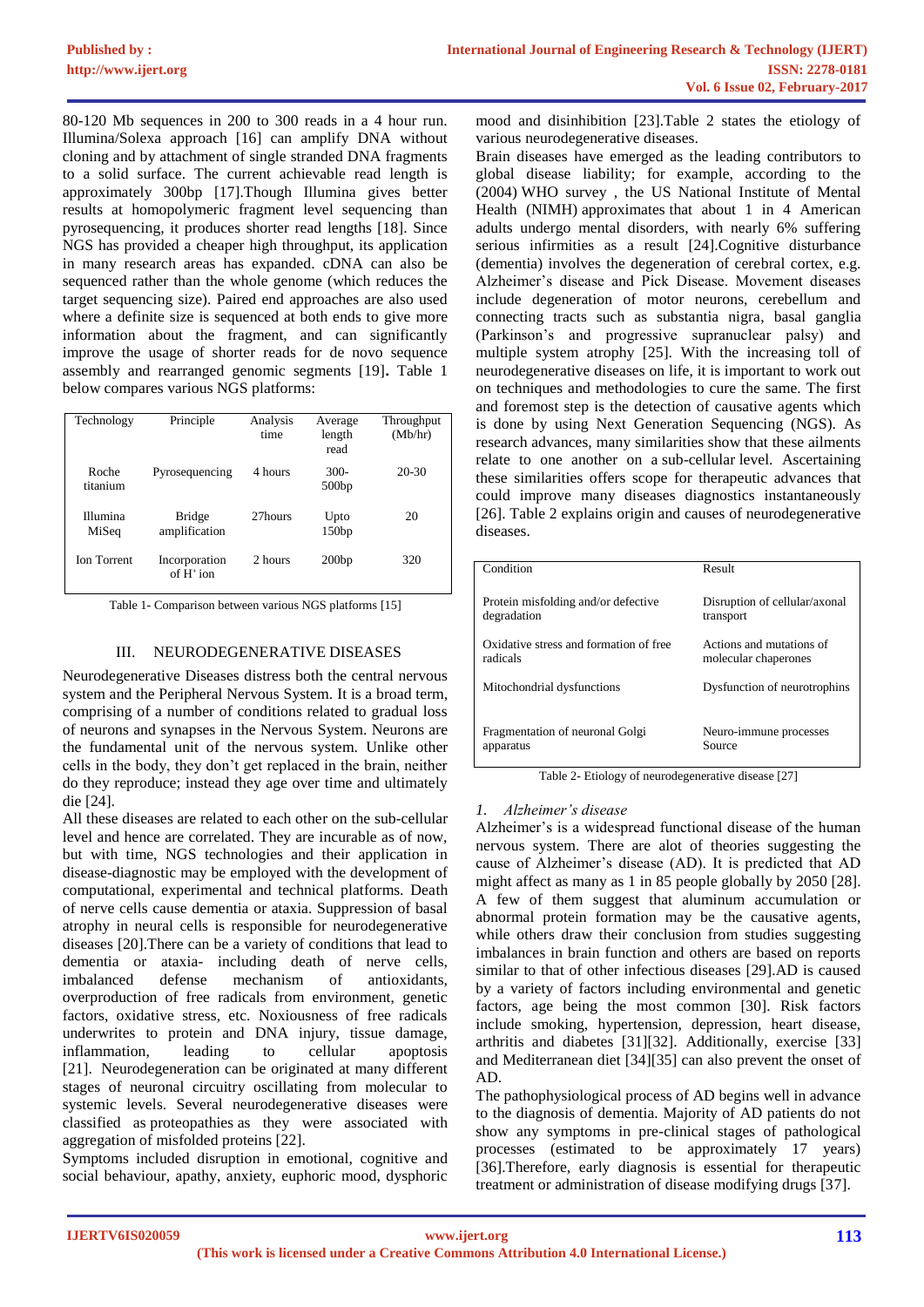80-120 Mb sequences in 200 to 300 reads in a 4 hour run. Illumina/Solexa approach [16] can amplify DNA without cloning and by attachment of single stranded DNA fragments to a solid surface. The current achievable read length is approximately 300bp [17].Though Illumina gives better results at homopolymeric fragment level sequencing than pyrosequencing, it produces shorter read lengths [18]. Since NGS has provided a cheaper high throughput, its application in many research areas has expanded. cDNA can also be sequenced rather than the whole genome (which reduces the target sequencing size). Paired end approaches are also used where a definite size is sequenced at both ends to give more information about the fragment, and can significantly improve the usage of shorter reads for de novo sequence assembly and rearranged genomic segments [19]**.** Table 1 below compares various NGS platforms:

| Technology | Principle | Analysis time | Average length read | Throughput (Mb/hr) |
|---|---|---|---|---|
| Roche titanium | Pyrosequencing | 4 hours | 300-500bp | 20-30 |
| Illumina MiSeq | Bridge amplification | 27hours | Upto 150bp | 20 |
| Ion Torrent | Incorporation of $H^+$ ion | 2 hours | 200bp | 320 |

Table 1- Comparison between various NGS platforms [15]

## III. NEURODEGENERATIVE DISEASES

Neurodegenerative Diseases distress both the central nervous system and the Peripheral Nervous System. It is a broad term, comprising of a number of conditions related to gradual loss of neurons and synapses in the Nervous System. Neurons are the fundamental unit of the nervous system. Unlike other cells in the body, they don't get replaced in the brain, neither do they reproduce; instead they age over time and ultimately die [24].

All these diseases are related to each other on the sub-cellular level and hence are correlated. They are incurable as of now, but with time, NGS technologies and their application in disease-diagnostic may be employed with the development of computational, experimental and technical platforms. Death of nerve cells cause dementia or ataxia. Suppression of basal atrophy in neural cells is responsible for neurodegenerative diseases [20].There can be a variety of conditions that lead to dementia or ataxia- including death of nerve cells, imbalanced defense mechanism of antioxidants, overproduction of free radicals from environment, genetic factors, oxidative stress, etc. Noxiousness of free radicals underwrites to protein and DNA injury, tissue damage, inflammation, leading to cellular apoptosis [21]. Neurodegeneration can be originated at many different stages of neuronal circuitry oscillating from molecular to systemic levels. Several neurodegenerative diseases were classified as proteopathies as they were associated with aggregation of misfolded proteins [22].

Symptoms included disruption in emotional, cognitive and social behaviour, apathy, anxiety, euphoric mood, dysphoric mood and disinhibition [23].Table 2 states the etiology of various neurodegenerative diseases.

Brain diseases have emerged as the leading contributors to global disease liability; for example, according to the (2004) WHO survey , the US National Institute of Mental Health (NIMH) approximates that about 1 in 4 American adults undergo mental disorders, with nearly 6% suffering serious infirmities as a result [24].Cognitive disturbance (dementia) involves the degeneration of cerebral cortex, e.g. Alzheimer's disease and Pick Disease. Movement diseases include degeneration of motor neurons, cerebellum and connecting tracts such as substantia nigra, basal ganglia (Parkinson's and progressive supranuclear palsy) and multiple system atrophy [25]. With the increasing toll of neurodegenerative diseases on life, it is important to work out on techniques and methodologies to cure the same. The first and foremost step is the detection of causative agents which is done by using Next Generation Sequencing (NGS). As research advances, many similarities show that these ailments relate to one another on a sub-cellular level. Ascertaining these similarities offers scope for therapeutic advances that could improve many diseases diagnostics instantaneously [26]. Table 2 explains origin and causes of neurodegenerative diseases.

| Condition | Result |
|---|---|
| Protein misfolding and/or defective degradation | Disruption of cellular/axonal transport |
| Oxidative stress and formation of free radicals | Actions and mutations of molecular chaperones |
| Mitochondrial dysfunctions | Dysfunction of neurotrophins |
| Fragmentation of neuronal Golgi apparatus | Neuro-immune processes Source |

Table 2- Etiology of neurodegenerative disease [27]

### *1. Alzheimer's disease*

Alzheimer's is a widespread functional disease of the human nervous system. There are alot of theories suggesting the cause of Alzheimer's disease (AD). It is predicted that AD might affect as many as 1 in 85 people globally by 2050 [28]. A few of them suggest that aluminum accumulation or abnormal protein formation may be the causative agents, while others draw their conclusion from studies suggesting imbalances in brain function and others are based on reports similar to that of other infectious diseases [29].AD is caused by a variety of factors including environmental and genetic factors, age being the most common [30]. Risk factors include smoking, hypertension, depression, heart disease, arthritis and diabetes [31][32]. Additionally, exercise [33] and Mediterranean diet [34][35] can also prevent the onset of AD.

The pathophysiological process of AD begins well in advance to the diagnosis of dementia. Majority of AD patients do not show any symptoms in pre-clinical stages of pathological processes (estimated to be approximately 17 years) [36].Therefore, early diagnosis is essential for therapeutic treatment or administration of disease modifying drugs [37].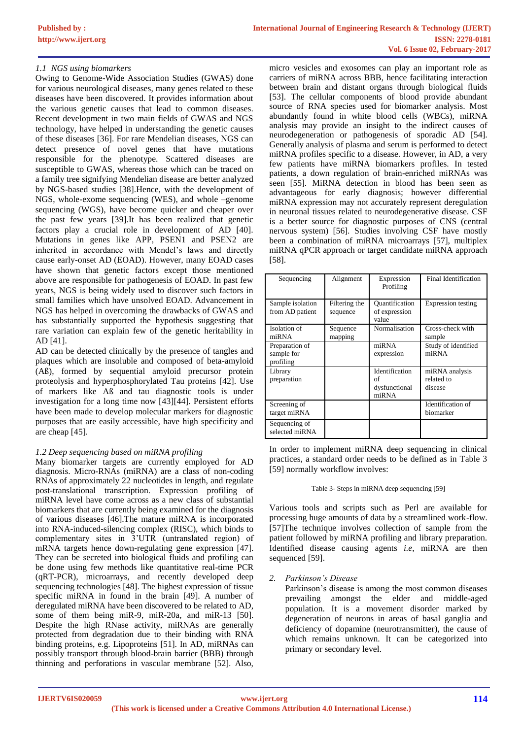### 1.1 NGS using biomarkers

Owing to Genome-Wide Association Studies (GWAS) done for various neurological diseases, many genes related to these diseases have been discovered. It provides information about the various genetic causes that lead to common diseases. Recent development in two main fields of GWAS and NGS technology, have helped in understanding the genetic causes of these diseases [36]. For rare Mendelian diseases, NGS can detect presence of novel genes that have mutations responsible for the phenotype. Scattered diseases are susceptible to GWAS, whereas those which can be traced on a family tree signifying Mendelian disease are better analyzed by NGS-based studies [38].Hence, with the development of NGS, whole-exome sequencing (WES), and whole –genome sequencing (WGS), have become quicker and cheaper over the past few years [39].It has been realized that genetic factors play a crucial role in development of AD [40]. Mutations in genes like APP, PSEN1 and PSEN2 are inherited in accordance with Mendel's laws and directly cause early-onset AD (EOAD). However, many EOAD cases have shown that genetic factors except those mentioned above are responsible for pathogenesis of EOAD. In past few years, NGS is being widely used to discover such factors in small families which have unsolved EOAD. Advancement in NGS has helped in overcoming the drawbacks of GWAS and has substantially supported the hypothesis suggesting that rare variation can explain few of the genetic heritability in AD [41].

AD can be detected clinically by the presence of tangles and plaques which are insoluble and composed of beta-amyloid (Aß), formed by sequential amyloid precursor protein proteolysis and hyperphosphorylated Tau proteins [42]. Use of markers like Aß and tau diagnostic tools is under investigation for a long time now [43][44]. Persistent efforts have been made to develop molecular markers for diagnostic purposes that are easily accessible, have high specificity and are cheap [45].

### 1.2 Deep sequencing based on miRNA profiling

Many biomarker targets are currently employed for AD diagnosis. Micro-RNAs (miRNA) are a class of non-coding RNAs of approximately 22 nucleotides in length, and regulate post-translational transcription. Expression profiling of miRNA level have come across as a new class of substantial biomarkers that are currently being examined for the diagnosis of various diseases [46].The mature miRNA is incorporated into RNA-induced-silencing complex (RISC), which binds to complementary sites in 3'UTR (untranslated region) of mRNA targets hence down-regulating gene expression [47]. They can be secreted into biological fluids and profiling can be done using few methods like quantitative real-time PCR (qRT-PCR), microarrays, and recently developed deep sequencing technologies [48]. The highest expression of tissue specific miRNA in found in the brain [49]. A number of deregulated miRNA have been discovered to be related to AD, some of them being miR-9, miR-20a, and miR-13 [50]. Despite the high RNase activity, miRNAs are generally protected from degradation due to their binding with RNA binding proteins, e.g. Lipoproteins [51]. In AD, miRNAs can possibly transport through blood-brain barrier (BBB) through thinning and perforations in vascular membrane [52]. Also, micro vesicles and exosomes can play an important role as carriers of miRNA across BBB, hence facilitating interaction between brain and distant organs through biological fluids [53]. The cellular components of blood provide abundant source of RNA species used for biomarker analysis. Most abundantly found in white blood cells (WBCs), miRNA analysis may provide an insight to the indirect causes of neurodegeneration or pathogenesis of sporadic AD [54]. Generally analysis of plasma and serum is performed to detect miRNA profiles specific to a disease. However, in AD, a very few patients have miRNA biomarkers profiles. In tested patients, a down regulation of brain-enriched miRNAs was seen [55]. MiRNA detection in blood has been seen as advantageous for early diagnosis; however differential miRNA expression may not accurately represent deregulation in neuronal tissues related to neurodegenerative disease. CSF is a better source for diagnostic purposes of CNS (central nervous system) [56]. Studies involving CSF have mostly been a combination of miRNA microarrays [57], multiplex miRNA qPCR approach or target candidate miRNA approach [58].

| Sequencing | Alignment | Expression Profiling | Final Identification |
|---|---|---|---|
| Sample isolation from AD patient | Filtering the sequence | Quantification of expression value | Expression testing |
| Isolation of miRNA | Sequence mapping | Normalisation | Cross-check with sample |
| Preparation of sample for profiling | | miRNA expression | Study of identified miRNA |
| Library preparation | | Identification of dysfunctional miRNA | miRNA analysis related to disease |
| Screening of target miRNA | | | Identification of biomarker |
| Sequencing of selected miRNA | | | |

In order to implement miRNA deep sequencing in clinical practices, a standard order needs to be defined as in Table 3 [59] normally workflow involves:

Table 3- Steps in miRNA deep sequencing [59]

Various tools and scripts such as Perl are available for processing huge amounts of data by a streamlined work-flow. [57]The technique involves collection of sample from the patient followed by miRNA profiling and library preparation. Identified disease causing agents *i.e*, miRNA are then sequenced [59].

## 2. *Parkinson's Disease*

Parkinson's disease is among the most common diseases prevailing amongst the elder and middle-aged population. It is a movement disorder marked by degeneration of neurons in areas of basal ganglia and deficiency of dopamine (neurotransmitter), the cause of which remains unknown. It can be categorized into primary or secondary level.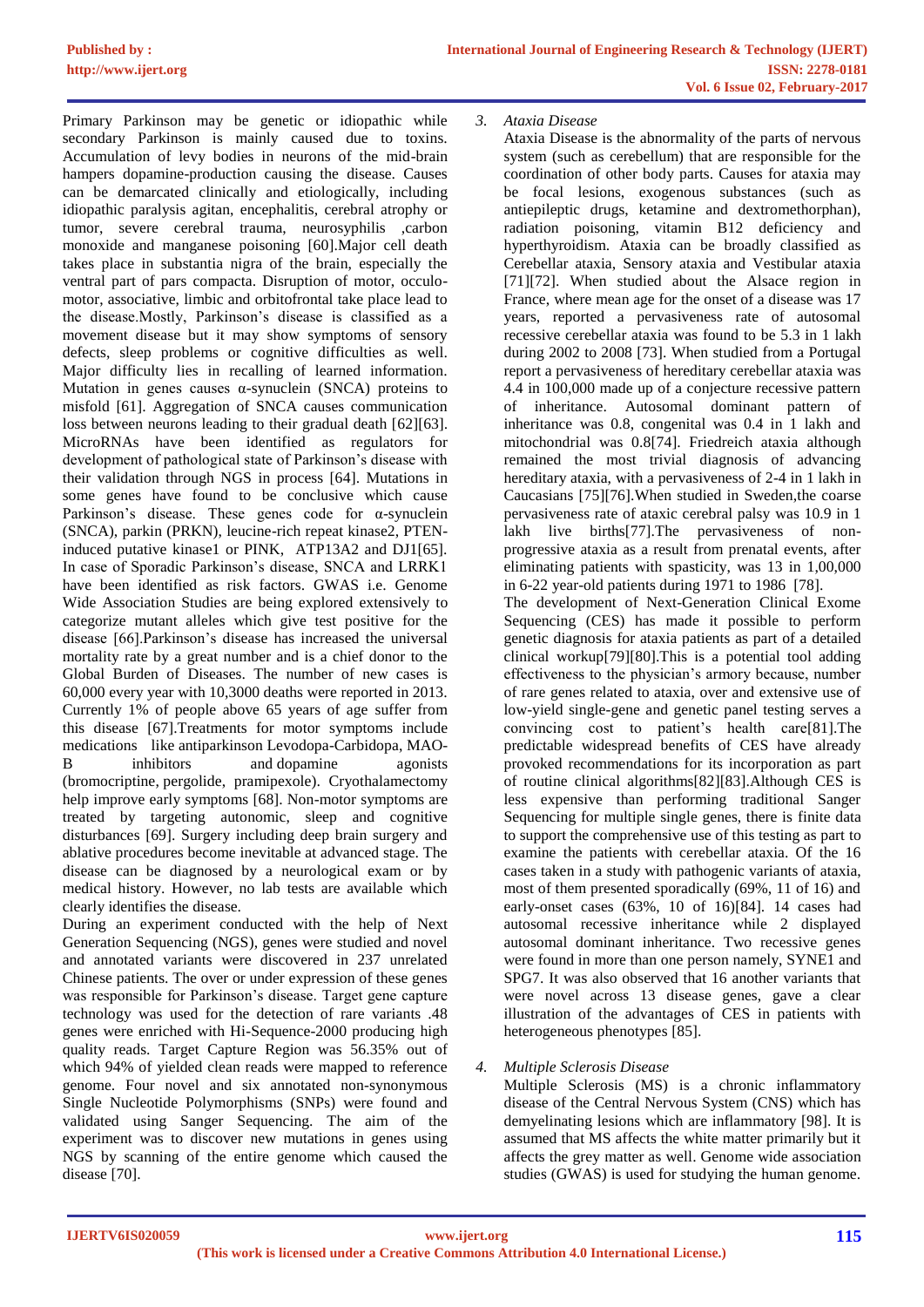Primary Parkinson may be genetic or idiopathic while secondary Parkinson is mainly caused due to toxins. Accumulation of levy bodies in neurons of the mid-brain hampers dopamine-production causing the disease. Causes can be demarcated clinically and etiologically, including idiopathic paralysis agitan, encephalitis, cerebral atrophy or tumor, severe cerebral trauma, neurosyphilis ,carbon monoxide and manganese poisoning [60].Major cell death takes place in substantia nigra of the brain, especially the ventral part of pars compacta. Disruption of motor, occulo-motor, associative, limbic and orbitofrontal take place lead to the disease.Mostly, Parkinson's disease is classified as a movement disease but it may show symptoms of sensory defects, sleep problems or cognitive difficulties as well. Major difficulty lies in recalling of learned information. Mutation in genes causes α-synuclein (SNCA) proteins to misfold [61]. Aggregation of SNCA causes communication loss between neurons leading to their gradual death [62][63]. MicroRNAs have been identified as regulators for development of pathological state of Parkinson's disease with their validation through NGS in process [64]. Mutations in some genes have found to be conclusive which cause Parkinson's disease. These genes code for α-synuclein (SNCA), parkin (PRKN), leucine-rich repeat kinase2, PTEN-induced putative kinase1 or PINK, ATP13A2 and DJ1[65]. In case of Sporadic Parkinson's disease, SNCA and LRRK1 have been identified as risk factors. GWAS i.e. Genome Wide Association Studies are being explored extensively to categorize mutant alleles which give test positive for the disease [66].Parkinson's disease has increased the universal mortality rate by a great number and is a chief donor to the Global Burden of Diseases. The number of new cases is 60,000 every year with 10,3000 deaths were reported in 2013. Currently 1% of people above 65 years of age suffer from this disease [67].Treatments for motor symptoms include medications like antiparkinson Levodopa-Carbidopa, MAO-B inhibitors and dopamine agonists (bromocriptine, pergolide, pramipexole). Cryothalamectomy help improve early symptoms [68]. Non-motor symptoms are treated by targeting autonomic, sleep and cognitive disturbances [69]. Surgery including deep brain surgery and ablative procedures become inevitable at advanced stage. The disease can be diagnosed by a neurological exam or by medical history. However, no lab tests are available which clearly identifies the disease.

During an experiment conducted with the help of Next Generation Sequencing (NGS), genes were studied and novel and annotated variants were discovered in 237 unrelated Chinese patients. The over or under expression of these genes was responsible for Parkinson's disease. Target gene capture technology was used for the detection of rare variants .48 genes were enriched with Hi-Sequence-2000 producing high quality reads. Target Capture Region was 56.35% out of which 94% of yielded clean reads were mapped to reference genome. Four novel and six annotated non-synonymous Single Nucleotide Polymorphisms (SNPs) were found and validated using Sanger Sequencing. The aim of the experiment was to discover new mutations in genes using NGS by scanning of the entire genome which caused the disease [70].

3. *Ataxia Disease*

Ataxia Disease is the abnormality of the parts of nervous system (such as cerebellum) that are responsible for the coordination of other body parts. Causes for ataxia may be focal lesions, exogenous substances (such as antiepileptic drugs, ketamine and dextromethorphan), radiation poisoning, vitamin B12 deficiency and hyperthyroidism. Ataxia can be broadly classified as Cerebellar ataxia, Sensory ataxia and Vestibular ataxia [71][72]. When studied about the Alsace region in France, where mean age for the onset of a disease was 17 years, reported a pervasiveness rate of autosomal recessive cerebellar ataxia was found to be 5.3 in 1 lakh during 2002 to 2008 [73]. When studied from a Portugal report a pervasiveness of hereditary cerebellar ataxia was 4.4 in 100,000 made up of a conjecture recessive pattern of inheritance. Autosomal dominant pattern of inheritance was 0.8, congenital was 0.4 in 1 lakh and mitochondrial was 0.8[74]. Friedreich ataxia although remained the most trivial diagnosis of advancing hereditary ataxia, with a pervasiveness of 2-4 in 1 lakh in Caucasians [75][76].When studied in Sweden,the coarse pervasiveness rate of ataxic cerebral palsy was 10.9 in 1 lakh live births[77].The pervasiveness of non-progressive ataxia as a result from prenatal events, after eliminating patients with spasticity, was 13 in 1,00,000 in 6-22 year-old patients during 1971 to 1986 [78].

The development of Next-Generation Clinical Exome Sequencing (CES) has made it possible to perform genetic diagnosis for ataxia patients as part of a detailed clinical workup[79][80].This is a potential tool adding effectiveness to the physician's armory because, number of rare genes related to ataxia, over and extensive use of low-yield single-gene and genetic panel testing serves a convincing cost to patient's health care[81].The predictable widespread benefits of CES have already provoked recommendations for its incorporation as part of routine clinical algorithms[82][83].Although CES is less expensive than performing traditional Sanger Sequencing for multiple single genes, there is finite data to support the comprehensive use of this testing as part to examine the patients with cerebellar ataxia. Of the 16 cases taken in a study with pathogenic variants of ataxia, most of them presented sporadically (69%, 11 of 16) and early-onset cases (63%, 10 of 16)[84]. 14 cases had autosomal recessive inheritance while 2 displayed autosomal dominant inheritance. Two recessive genes were found in more than one person namely, SYNE1 and SPG7. It was also observed that 16 another variants that were novel across 13 disease genes, gave a clear illustration of the advantages of CES in patients with heterogeneous phenotypes [85].

4. *Multiple Sclerosis Disease*

Multiple Sclerosis (MS) is a chronic inflammatory disease of the Central Nervous System (CNS) which has demyelinating lesions which are inflammatory [98]. It is assumed that MS affects the white matter primarily but it affects the grey matter as well. Genome wide association studies (GWAS) is used for studying the human genome.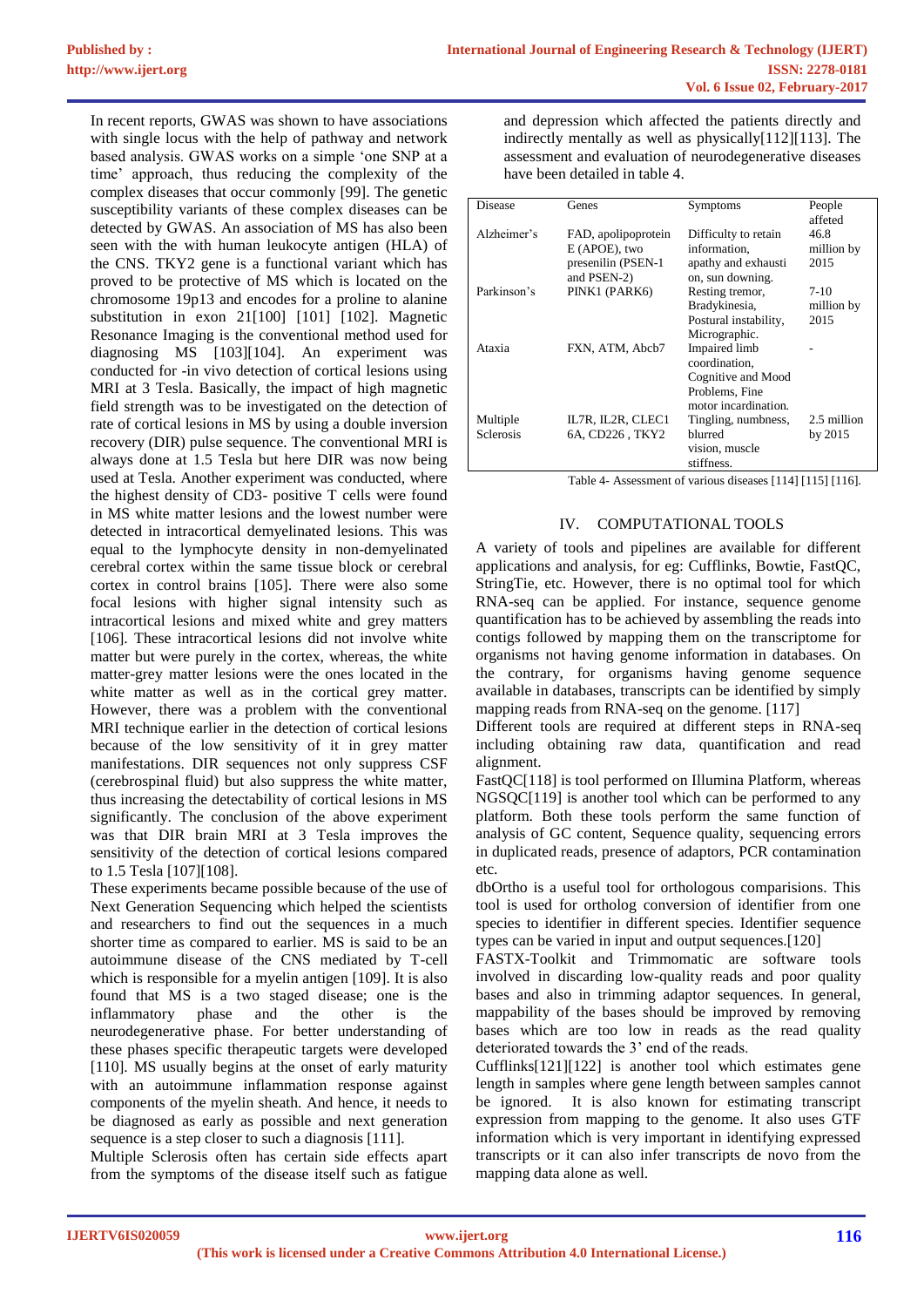In recent reports, GWAS was shown to have associations with single locus with the help of pathway and network based analysis. GWAS works on a simple 'one SNP at a time' approach, thus reducing the complexity of the complex diseases that occur commonly [99]. The genetic susceptibility variants of these complex diseases can be detected by GWAS. An association of MS has also been seen with the with human leukocyte antigen (HLA) of the CNS. TKY2 gene is a functional variant which has proved to be protective of MS which is located on the chromosome 19p13 and encodes for a proline to alanine substitution in exon 21[100] [101] [102]. Magnetic Resonance Imaging is the conventional method used for diagnosing MS [103][104]. An experiment was conducted for -in vivo detection of cortical lesions using MRI at 3 Tesla. Basically, the impact of high magnetic field strength was to be investigated on the detection of rate of cortical lesions in MS by using a double inversion recovery (DIR) pulse sequence. The conventional MRI is always done at 1.5 Tesla but here DIR was now being used at Tesla. Another experiment was conducted, where the highest density of CD3- positive T cells were found in MS white matter lesions and the lowest number were detected in intracortical demyelinated lesions. This was equal to the lymphocyte density in non-demyelinated cerebral cortex within the same tissue block or cerebral cortex in control brains [105]. There were also some focal lesions with higher signal intensity such as intracortical lesions and mixed white and grey matters [106]. These intracortical lesions did not involve white matter but were purely in the cortex, whereas, the white matter-grey matter lesions were the ones located in the white matter as well as in the cortical grey matter. However, there was a problem with the conventional MRI technique earlier in the detection of cortical lesions because of the low sensitivity of it in grey matter manifestations. DIR sequences not only suppress CSF (cerebrospinal fluid) but also suppress the white matter, thus increasing the detectability of cortical lesions in MS significantly. The conclusion of the above experiment was that DIR brain MRI at 3 Tesla improves the sensitivity of the detection of cortical lesions compared to 1.5 Tesla [107][108].

These experiments became possible because of the use of Next Generation Sequencing which helped the scientists and researchers to find out the sequences in a much shorter time as compared to earlier. MS is said to be an autoimmune disease of the CNS mediated by T-cell which is responsible for a myelin antigen [109]. It is also found that MS is a two staged disease; one is the inflammatory phase and the other is the neurodegenerative phase. For better understanding of these phases specific therapeutic targets were developed [110]. MS usually begins at the onset of early maturity with an autoimmune inflammation response against components of the myelin sheath. And hence, it needs to be diagnosed as early as possible and next generation sequence is a step closer to such a diagnosis [111].

Multiple Sclerosis often has certain side effects apart from the symptoms of the disease itself such as fatigue and depression which affected the patients directly and indirectly mentally as well as physically[112][113]. The assessment and evaluation of neurodegenerative diseases have been detailed in table 4.

| Disease | Genes | Symptoms | People affeted |
|---|---|---|---|
| Alzheimer's | FAD, apolipoprotein E (APOE), two presenilin (PSEN-1 and PSEN-2) | Difficulty to retain information, apathy and exhausti on, sun downing. | 46.8 million by 2015 |
| Parkinson's | PINK1 (PARK6) | Resting tremor, Bradykinesia, Postural instability, Micrographic. | 7-10 million by 2015 |
| Ataxia | FXN, ATM, Abcb7 | Impaired limb coordination, Cognitive and Mood Problems, Fine motor incardination. | - |
| Multiple Sclerosis | IL7R, IL2R, CLEC16A, CD226 , TKY2 | Tingling, numbness, blurred vision, muscle stiffness. | 2.5 million by 2015 |

Table 4- Assessment of various diseases [114] [115] [116].

## IV. COMPUTATIONAL TOOLS

A variety of tools and pipelines are available for different applications and analysis, for eg: Cufflinks, Bowtie, FastQC, StringTie, etc. However, there is no optimal tool for which RNA-seq can be applied. For instance, sequence genome quantification has to be achieved by assembling the reads into contigs followed by mapping them on the transcriptome for organisms not having genome information in databases. On the contrary, for organisms having genome sequence available in databases, transcripts can be identified by simply mapping reads from RNA-seq on the genome. [117]

Different tools are required at different steps in RNA-seq including obtaining raw data, quantification and read alignment.

FastQC[118] is tool performed on Illumina Platform, whereas NGSQC[119] is another tool which can be performed to any platform. Both these tools perform the same function of analysis of GC content, Sequence quality, sequencing errors in duplicated reads, presence of adaptors, PCR contamination etc.

dbOrtho is a useful tool for orthologous comparisions. This tool is used for ortholog conversion of identifier from one species to identifier in different species. Identifier sequence types can be varied in input and output sequences.[120]

FASTX-Toolkit and Trimmomatic are software tools involved in discarding low-quality reads and poor quality bases and also in trimming adaptor sequences. In general, mappability of the bases should be improved by removing bases which are too low in reads as the read quality deteriorated towards the 3' end of the reads.

Cufflinks[121][122] is another tool which estimates gene length in samples where gene length between samples cannot be ignored. It is also known for estimating transcript expression from mapping to the genome. It also uses GTF information which is very important in identifying expressed transcripts or it can also infer transcripts de novo from the mapping data alone as well.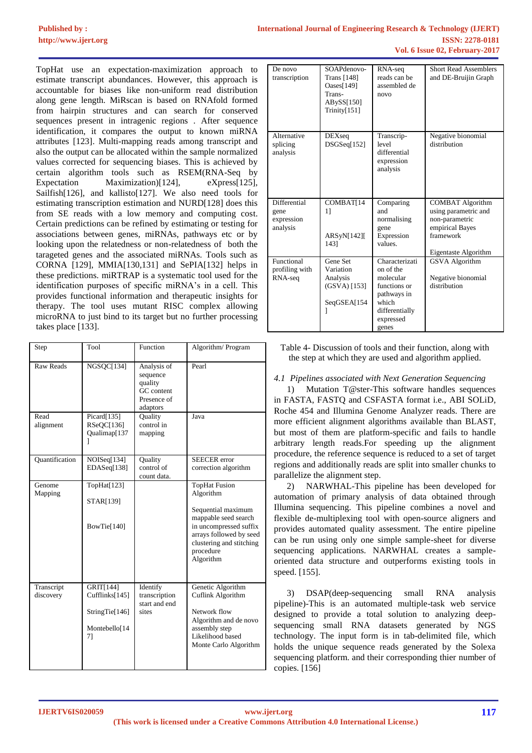TopHat use an expectation-maximization approach to estimate transcript abundances. However, this approach is accountable for biases like non-uniform read distribution along gene length. MiRscan is based on RNAfold formed from hairpin structures and can search for conserved sequences present in intragenic regions . After sequence identification, it compares the output to known miRNA attributes [123]. Multi-mapping reads among transcript and also the output can be allocated within the sample normalized values corrected for sequencing biases. This is achieved by certain algorithm tools such as RSEM(RNA-Seq by Expectation Maximization)[124], eXpress[125], Sailfish[126], and kallisto[127]. We also need tools for estimating transcription estimation and NURD[128] does this from SE reads with a low memory and computing cost. Certain predictions can be refined by estimating or testing for associations between genes, miRNAs, pathways etc or by looking upon the relatedness or non-relatedness of both the tarageted genes and the associated miRNAs. Tools such as CORNA [129], MMIA[130,131] and SePIA[132] helps in these predictions. miRTRAP is a systematic tool used for the identification purposes of specific miRNA's in a cell. This provides functional information and therapeutic insights for therapy. The tool uses mutant RISC complex allowing microRNA to just bind to its target but no further processing takes place [133].

| Step | Tool | Function | Algorithm/ Program |
|---|---|---|---|
| Raw Reads | NGSQC[134] | Analysis of sequence quality GC content Presence of adaptors | Pearl |
| Read alignment | Picard[135] RSeQC[136] Qualimap[137] | Quality control in mapping | Java |
| Quantification | NOISeq[134] EDASeq[138] | Quality control of count data. | SEECER error correction algorithm |
| Genome Mapping | TopHat[123] STAR[139] BowTie[140] | | TopHat Fusion Algorithm; Sequential maximum mappable seed search in uncompressed suffix arrays followed by seed clustering and stitching procedure Algorithm |
| Transcript discovery | GRIT[144] Cufflinks[145] StringTie[146] Montebello[147] | Identify transcription start and end sites | Genetic Algorithm Cuflink Algorithm; Network flow Algorithm and de novo assembly step; Likelihood based Monte Carlo Algorithm |
| De novo transcription | SOAPdenovo-Trans [148] Oases[149] Trans-ABySS[150] Trinity[151] | RNA-seq reads can be assembled de novo | Short Read Assemblers and DE-Bruijin Graph |
| Alternative splicing analysis | DEXseq DSGSeq[152] | Transcrip-level differential expression analysis | Negative bionomial distribution |
| Differential gene expression analysis | COMBAT[141] ARSyN[142][143] | Comparing and normalising gene Expression values. | COMBAT Algorithm using parametric and non-parametric empirical Bayes framework; Eigentaste Algorithm |
| Functional profiling with RNA-seq | Gene Set Variation Analysis (GSVA) [153] SeqGSEA[154] | Characterization of the molecular functions or pathways in which differentially expressed genes | GSVA Algorithm; Negative bionomial distribution |

Table 4- Discussion of tools and their function, along with the step at which they are used and algorithm applied.

### *4.1 Pipelines associated with Next Generation Sequencing*

1) Mutation T@ster-This software handles sequences in FASTA, FASTQ and CSFASTA format i.e., ABI SOLiD, Roche 454 and Illumina Genome Analyzer reads. There are more efficient alignment algorithms available than BLAST, but most of them are platform-specific and fails to handle arbitrary length reads.For speeding up the alignment procedure, the reference sequence is reduced to a set of target regions and additionally reads are split into smaller chunks to parallelize the alignment step.

2) NARWHAL-This pipeline has been developed for automation of primary analysis of data obtained through Illumina sequencing. This pipeline combines a novel and flexible de-multiplexing tool with open-source aligners and provides automated quality assessment. The entire pipeline can be run using only one simple sample-sheet for diverse sequencing applications. NARWHAL creates a sample-oriented data structure and outperforms existing tools in speed. [155].

3) DSAP(deep-sequencing small RNA analysis pipeline)-This is an automated multiple-task web service designed to provide a total solution to analyzing deep-sequencing small RNA datasets generated by NGS technology. The input form is in tab-delimited file, which holds the unique sequence reads generated by the Solexa sequencing platform. and their corresponding thier number of copies. [156]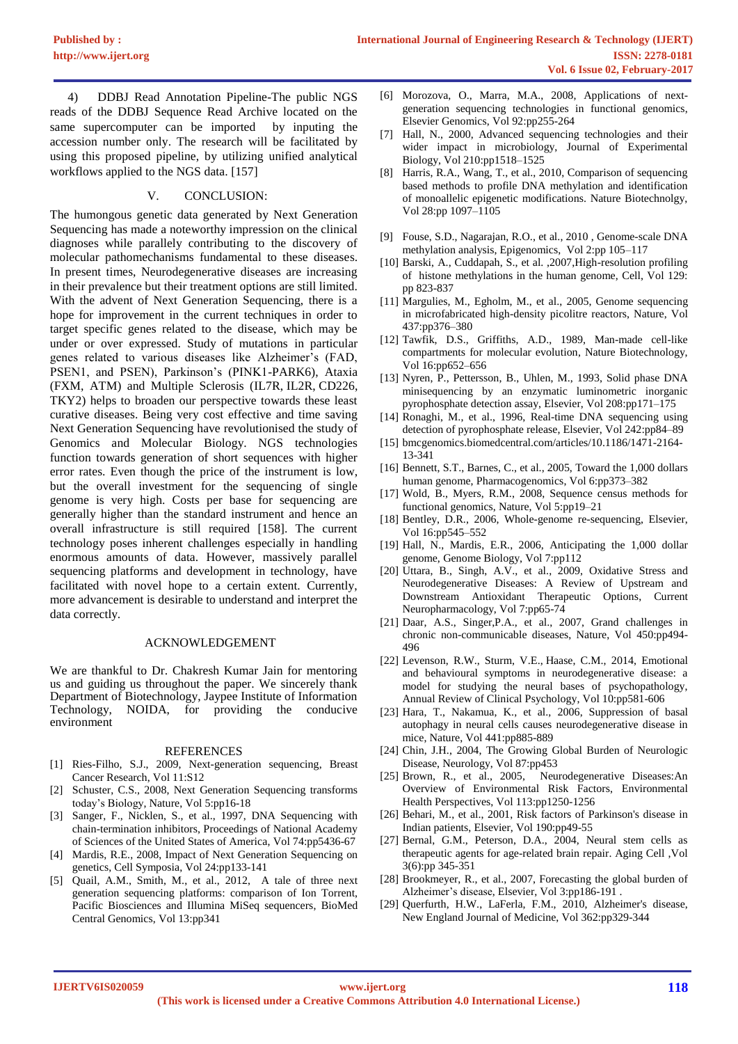4) DDBJ Read Annotation Pipeline-The public NGS reads of the DDBJ Sequence Read Archive located on the same supercomputer can be imported by inputing the accession number only. The research will be facilitated by using this proposed pipeline, by utilizing unified analytical workflows applied to the NGS data. [157]

## V. CONCLUSION:

The humongous genetic data generated by Next Generation Sequencing has made a noteworthy impression on the clinical diagnoses while parallely contributing to the discovery of molecular pathomechanisms fundamental to these diseases. In present times, Neurodegenerative diseases are increasing in their prevalence but their treatment options are still limited. With the advent of Next Generation Sequencing, there is a hope for improvement in the current techniques in order to target specific genes related to the disease, which may be under or over expressed. Study of mutations in particular genes related to various diseases like Alzheimer's (FAD, PSEN1, and PSEN), Parkinson's (PINK1-PARK6), Ataxia (FXM, ATM) and Multiple Sclerosis (IL7R, IL2R, CD226, TKY2) helps to broaden our perspective towards these least curative diseases. Being very cost effective and time saving Next Generation Sequencing have revolutionised the study of Genomics and Molecular Biology. NGS technologies function towards generation of short sequences with higher error rates. Even though the price of the instrument is low, but the overall investment for the sequencing of single genome is very high. Costs per base for sequencing are generally higher than the standard instrument and hence an overall infrastructure is still required [158]. The current technology poses inherent challenges especially in handling enormous amounts of data. However, massively parallel sequencing platforms and development in technology, have facilitated with novel hope to a certain extent. Currently, more advancement is desirable to understand and interpret the data correctly.

## ACKNOWLEDGEMENT

We are thankful to Dr. Chakresh Kumar Jain for mentoring us and guiding us throughout the paper. We sincerely thank Department of Biotechnology, Jaypee Institute of Information Technology, NOIDA, for providing the conducive environment

## REFERENCES

[1] Ries-Filho, S.J., 2009, Next-generation sequencing, Breast Cancer Research, Vol 11:S12

[2] Schuster, C.S., 2008, Next Generation Sequencing transforms today's Biology, Nature, Vol 5:pp16-18

[3] Sanger, F., Nicklen, S., et al., 1997, DNA Sequencing with chain-termination inhibitors, Proceedings of National Academy of Sciences of the United States of America, Vol 74:pp5436-67

[4] Mardis, R.E., 2008, Impact of Next Generation Sequencing on genetics, Cell Symposia, Vol 24:pp133-141

[5] Quail, A.M., Smith, M., et al., 2012, A tale of three next generation sequencing platforms: comparison of Ion Torrent, Pacific Biosciences and Illumina MiSeq sequencers, BioMed Central Genomics, Vol 13:pp341

[6] Morozova, O., Marra, M.A., 2008, Applications of next-generation sequencing technologies in functional genomics, Elsevier Genomics, Vol 92:pp255-264

[7] Hall, N., 2000, Advanced sequencing technologies and their wider impact in microbiology, Journal of Experimental Biology, Vol 210:pp1518–1525

[8] Harris, R.A., Wang, T., et al., 2010, Comparison of sequencing based methods to profile DNA methylation and identification of monoallelic epigenetic modifications. Nature Biotechnolgy, Vol 28:pp 1097–1105

[9] Fouse, S.D., Nagarajan, R.O., et al., 2010 , Genome-scale DNA methylation analysis, Epigenomics, Vol 2:pp 105–117

[10] Barski, A., Cuddapah, S., et al. ,2007,High-resolution profiling of histone methylations in the human genome, Cell, Vol 129: pp 823-837

[11] Margulies, M., Egholm, M., et al., 2005, Genome sequencing in microfabricated high-density picolitre reactors, Nature, Vol 437:pp376–380

[12] Tawfik, D.S., Griffiths, A.D., 1989, Man-made cell-like compartments for molecular evolution, Nature Biotechnology, Vol 16:pp652–656

[13] Nyren, P., Pettersson, B., Uhlen, M., 1993, Solid phase DNA minisequencing by an enzymatic luminometric inorganic pyrophosphate detection assay, Elsevier, Vol 208:pp171–175

[14] Ronaghi, M., et al., 1996, Real-time DNA sequencing using detection of pyrophosphate release, Elsevier, Vol 242:pp84–89

[15] bmcgenomics.biomedcentral.com/articles/10.1186/1471-2164-13-341

[16] Bennett, S.T., Barnes, C., et al., 2005, Toward the 1,000 dollars human genome, Pharmacogenomics, Vol 6:pp373–382

[17] Wold, B., Myers, R.M., 2008, Sequence census methods for functional genomics, Nature, Vol 5:pp19–21

[18] Bentley, D.R., 2006, Whole-genome re-sequencing, Elsevier, Vol 16:pp545–552

[19] Hall, N., Mardis, E.R., 2006, Anticipating the 1,000 dollar genome, Genome Biology, Vol 7:pp112

[20] Uttara, B., Singh, A.V., et al., 2009, Oxidative Stress and Neurodegenerative Diseases: A Review of Upstream and Downstream Antioxidant Therapeutic Options, Current Neuropharmacology, Vol 7:pp65-74

[21] Daar, A.S., Singer,P.A., et al., 2007, Grand challenges in chronic non-communicable diseases, Nature, Vol 450:pp494-496

[22] Levenson, R.W., Sturm, V.E., Haase, C.M., 2014, Emotional and behavioural symptoms in neurodegenerative disease: a model for studying the neural bases of psychopathology, Annual Review of Clinical Psychology, Vol 10:pp581-606

[23] Hara, T., Nakamua, K., et al., 2006, Suppression of basal autophagy in neural cells causes neurodegenerative disease in mice, Nature, Vol 441:pp885-889

[24] Chin, J.H., 2004, The Growing Global Burden of Neurologic Disease, Neurology, Vol 87:pp453

[25] Brown, R., et al., 2005, Neurodegenerative Diseases:An Overview of Environmental Risk Factors, Environmental Health Perspectives, Vol 113:pp1250-1256

[26] Behari, M., et al., 2001, Risk factors of Parkinson's disease in Indian patients, Elsevier, Vol 190:pp49-55

[27] Bernal, G.M., Peterson, D.A., 2004, Neural stem cells as therapeutic agents for age-related brain repair. Aging Cell ,Vol 3(6):pp 345-351

[28] Brookmeyer, R., et al., 2007, Forecasting the global burden of Alzheimer's disease, Elsevier, Vol 3:pp186-191 .

[29] Querfurth, H.W., LaFerla, F.M., 2010, Alzheimer's disease, New England Journal of Medicine, Vol 362:pp329-344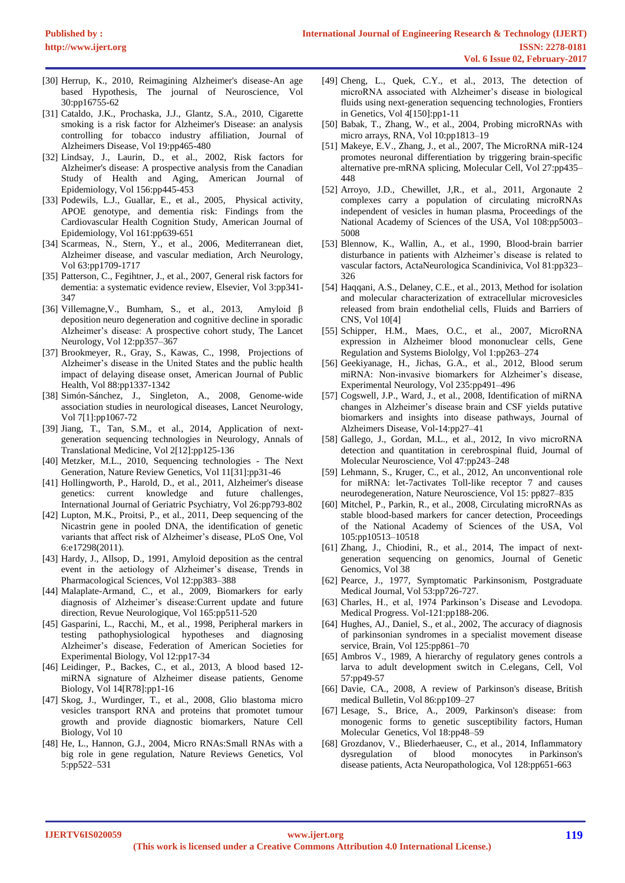[30] Herrup, K., 2010, Reimagining Alzheimer's disease-An age based Hypothesis, The journal of Neuroscience, Vol 30:pp16755-62

[31] Cataldo, J.K., Prochaska, J.J., Glantz, S.A., 2010, Cigarette smoking is a risk factor for Alzheimer's Disease: an analysis controlling for tobacco industry affiliation, Journal of Alzheimers Disease, Vol 19:pp465-480

[32] Lindsay, J., Laurin, D., et al., 2002, Risk factors for Alzheimer's disease: A prospective analysis from the Canadian Study of Health and Aging, American Journal of Epidemiology, Vol 156:pp445-453

[33] Podewils, L.J., Guallar, E., et al., 2005, Physical activity, APOE genotype, and dementia risk: Findings from the Cardiovascular Health Cognition Study, American Journal of Epidemiology, Vol 161:pp639-651

[34] Scarmeas, N., Stern, Y., et al., 2006, Mediterranean diet, Alzheimer disease, and vascular mediation, Arch Neurology, Vol 63:pp1709-1717

[35] Patterson, C., Fegihtner, J., et al., 2007, General risk factors for dementia: a systematic evidence review, Elsevier, Vol 3:pp341-347

[36] Villemagne,V., Bumham, S., et al., 2013, Amyloid β deposition neuro degeneration and cognitive decline in sporadic Alzheimer's disease: A prospective cohort study, The Lancet Neurology, Vol 12:pp357–367

[37] Brookmeyer, R., Gray, S., Kawas, C., 1998, Projections of Alzheimer's disease in the United States and the public health impact of delaying disease onset, American Journal of Public Health, Vol 88:pp1337-1342

[38] Simón-Sánchez, J., Singleton, A., 2008, Genome-wide association studies in neurological diseases, Lancet Neurology, Vol 7[1]:pp1067-72

[39] Jiang, T., Tan, S.M., et al., 2014, Application of next-generation sequencing technologies in Neurology, Annals of Translational Medicine, Vol 2[12]:pp125-136

[40] Metzker, M.L., 2010, Sequencing technologies - The Next Generation, Nature Review Genetics, Vol 11[31]:pp31-46

[41] Hollingworth, P., Harold, D., et al., 2011, Alzheimer's disease genetics: current knowledge and future challenges, International Journal of Geriatric Psychiatry, Vol 26:pp793-802

[42] Lupton, M.K., Proitsi, P., et al., 2011, Deep sequencing of the Nicastrin gene in pooled DNA, the identification of genetic variants that affect risk of Alzheimer's disease, PLoS One, Vol 6:e17298(2011).

[43] Hardy, J., Allsop, D., 1991, Amyloid deposition as the central event in the aetiology of Alzheimer's disease, Trends in Pharmacological Sciences, Vol 12:pp383–388

[44] Malaplate-Armand, C., et al., 2009, Biomarkers for early diagnosis of Alzheimer's disease:Current update and future direction, Revue Neurologique, Vol 165:pp511-520

[45] Gasparini, L., Racchi, M., et al., 1998, Peripheral markers in testing pathophysiological hypotheses and diagnosing Alzheimer's disease, Federation of American Societies for Experimental Biology, Vol 12:pp17-34

[46] Leidinger, P., Backes, C., et al., 2013, A blood based 12-miRNA signature of Alzheimer disease patients, Genome Biology, Vol 14[R78]:pp1-16

[47] Skog, J., Wurdinger, T., et al., 2008, Glio blastoma micro vesicles transport RNA and proteins that promotet tumour growth and provide diagnostic biomarkers, Nature Cell Biology, Vol 10

[48] He, L., Hannon, G.J., 2004, Micro RNAs:Small RNAs with a big role in gene regulation, Nature Reviews Genetics, Vol 5:pp522–531

[49] Cheng, L., Quek, C.Y., et al., 2013, The detection of microRNA associated with Alzheimer's disease in biological fluids using next-generation sequencing technologies, Frontiers in Genetics, Vol 4[150]:pp1-11

[50] Babak, T., Zhang, W., et al., 2004, Probing microRNAs with micro arrays, RNA, Vol 10:pp1813–19

[51] Makeye, E.V., Zhang, J., et al., 2007, The MicroRNA miR-124 promotes neuronal differentiation by triggering brain-specific alternative pre-mRNA splicing, Molecular Cell, Vol 27:pp435–448

[52] Arroyo, J.D., Chewillet, J,R., et al., 2011, Argonaute 2 complexes carry a population of circulating microRNAs independent of vesicles in human plasma, Proceedings of the National Academy of Sciences of the USA, Vol 108:pp5003–5008

[53] Blennow, K., Wallin, A., et al., 1990, Blood-brain barrier disturbance in patients with Alzheimer's disease is related to vascular factors, ActaNeurologica Scandinivica, Vol 81:pp323–326

[54] Haqqani, A.S., Delaney, C.E., et al., 2013, Method for isolation and molecular characterization of extracellular microvesicles released from brain endothelial cells, Fluids and Barriers of CNS, Vol 10[4]

[55] Schipper, H.M., Maes, O.C., et al., 2007, MicroRNA expression in Alzheimer blood mononuclear cells, Gene Regulation and Systems Biololgy, Vol 1:pp263–274

[56] Geekiyanage, H., Jichas, G.A., et al., 2012, Blood serum miRNA: Non-invasive biomarkers for Alzheimer's disease, Experimental Neurology, Vol 235:pp491–496

[57] Cogswell, J.P., Ward, J., et al., 2008, Identification of miRNA changes in Alzheimer's disease brain and CSF yields putative biomarkers and insights into disease pathways, Journal of Alzheimers Disease, Vol-14:pp27–41

[58] Gallego, J., Gordan, M.L., et al., 2012, In vivo microRNA detection and quantitation in cerebrospinal fluid, Journal of Molecular Neuroscience, Vol 47:pp243–248

[59] Lehmann, S., Kruger, C., et al., 2012, An unconventional role for miRNA: let-7activates Toll-like receptor 7 and causes neurodegeneration, Nature Neuroscience, Vol 15: pp827–835

[60] Mitchel, P., Parkin, R., et al., 2008, Circulating microRNAs as stable blood-based markers for cancer detection, Proceedings of the National Academy of Sciences of the USA, Vol 105:pp10513–10518

[61] Zhang, J., Chiodini, R., et al., 2014, The impact of next-generation sequencing on genomics, Journal of Genetic Genomics, Vol 38

[62] Pearce, J., 1977, Symptomatic Parkinsonism, Postgraduate Medical Journal, Vol 53:pp726-727.

[63] Charles, H., et al, 1974 Parkinson's Disease and Levodopa. Medical Progress. Vol-121:pp188-206.

[64] Hughes, AJ., Daniel, S., et al., 2002, The accuracy of diagnosis of parkinsonian syndromes in a specialist movement disease service, Brain, Vol 125:pp861–70

[65] Ambros V., 1989, A hierarchy of regulatory genes controls a larva to adult development switch in C.elegans, Cell, Vol 57:pp49-57

[66] Davie, CA., 2008, A review of Parkinson's disease, British medical Bulletin, Vol 86:pp109–27

[67] Lesage, S., Brice, A., 2009, Parkinson's disease: from monogenic forms to genetic susceptibility factors, Human Molecular Genetics, Vol 18:pp48–59

[68] Grozdanov, V., Bliederhaeuser, C., et al., 2014, Inflammatory dysregulation of blood monocytes in Parkinson's disease patients, Acta Neuropathologica, Vol 128:pp651-663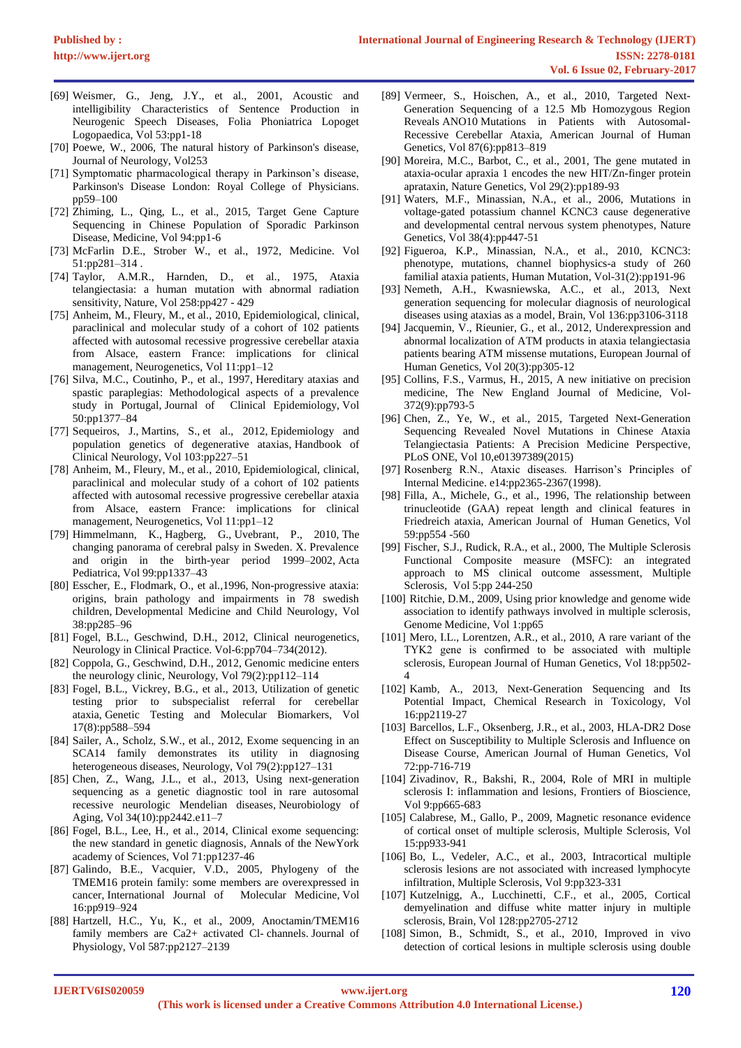[69] Weismer, G., Jeng, J.Y., et al., 2001, Acoustic and intelligibility Characteristics of Sentence Production in Neurogenic Speech Diseases, Folia Phoniatrica Lopoget Logopaedica, Vol 53:pp1-18

[70] Poewe, W., 2006, The natural history of Parkinson's disease, Journal of Neurology, Vol253

[71] Symptomatic pharmacological therapy in Parkinson's disease, Parkinson's Disease London: Royal College of Physicians. pp59–100

[72] Zhiming, L., Qing, L., et al., 2015, Target Gene Capture Sequencing in Chinese Population of Sporadic Parkinson Disease, Medicine, Vol 94:pp1-6

[73] McFarlin D.E., Strober W., et al., 1972, Medicine. Vol 51:pp281–314 .

[74] Taylor, A.M.R., Harnden, D., et al., 1975, Ataxia telangiectasia: a human mutation with abnormal radiation sensitivity, Nature, Vol 258:pp427 - 429

[75] Anheim, M., Fleury, M., et al., 2010, Epidemiological, clinical, paraclinical and molecular study of a cohort of 102 patients affected with autosomal recessive progressive cerebellar ataxia from Alsace, eastern France: implications for clinical management, Neurogenetics, Vol 11:pp1–12

[76] Silva, M.C., Coutinho, P., et al., 1997, Hereditary ataxias and spastic paraplegias: Methodological aspects of a prevalence study in Portugal, Journal of Clinical Epidemiology, Vol 50:pp1377–84

[77] Sequeiros, J., Martins, S., et al., 2012, Epidemiology and population genetics of degenerative ataxias, Handbook of Clinical Neurology, Vol 103:pp227–51

[78] Anheim, M., Fleury, M., et al., 2010, Epidemiological, clinical, paraclinical and molecular study of a cohort of 102 patients affected with autosomal recessive progressive cerebellar ataxia from Alsace, eastern France: implications for clinical management, Neurogenetics, Vol 11:pp1–12

[79] Himmelmann, K., Hagberg, G., Uvebrant, P., 2010, The changing panorama of cerebral palsy in Sweden. X. Prevalence and origin in the birth-year period 1999–2002, Acta Pediatrica, Vol 99:pp1337–43

[80] Esscher, E., Flodmark, O., et al.,1996, Non-progressive ataxia: origins, brain pathology and impairments in 78 swedish children, Developmental Medicine and Child Neurology, Vol 38:pp285–96

[81] Fogel, B.L., Geschwind, D.H., 2012, Clinical neurogenetics, Neurology in Clinical Practice. Vol-6:pp704–734(2012).

[82] Coppola, G., Geschwind, D.H., 2012, Genomic medicine enters the neurology clinic, Neurology, Vol 79(2):pp112–114

[83] Fogel, B.L., Vickrey, B.G., et al., 2013, Utilization of genetic testing prior to subspecialist referral for cerebellar ataxia, Genetic Testing and Molecular Biomarkers, Vol 17(8):pp588–594

[84] Sailer, A., Scholz, S.W., et al., 2012, Exome sequencing in an SCA14 family demonstrates its utility in diagnosing heterogeneous diseases, Neurology, Vol 79(2):pp127–131

[85] Chen, Z., Wang, J.L., et al., 2013, Using next-generation sequencing as a genetic diagnostic tool in rare autosomal recessive neurologic Mendelian diseases, Neurobiology of Aging, Vol 34(10):pp2442.e11–7

[86] Fogel, B.L., Lee, H., et al., 2014, Clinical exome sequencing: the new standard in genetic diagnosis, Annals of the NewYork academy of Sciences, Vol 71:pp1237-46

[87] Galindo, B.E., Vacquier, V.D., 2005, Phylogeny of the TMEM16 protein family: some members are overexpressed in cancer, International Journal of Molecular Medicine, Vol 16:pp919–924

[88] Hartzell, H.C., Yu, K., et al., 2009, Anoctamin/TMEM16 family members are Ca2+ activated Cl- channels. Journal of Physiology, Vol 587:pp2127–2139

[89] Vermeer, S., Hoischen, A., et al., 2010, Targeted Next-Generation Sequencing of a 12.5 Mb Homozygous Region Reveals ANO10 Mutations in Patients with Autosomal-Recessive Cerebellar Ataxia, American Journal of Human Genetics, Vol 87(6):pp813–819

[90] Moreira, M.C., Barbot, C., et al., 2001, The gene mutated in ataxia-ocular apraxia 1 encodes the new HIT/Zn-finger protein aprataxin, Nature Genetics, Vol 29(2):pp189-93

[91] Waters, M.F., Minassian, N.A., et al., 2006, Mutations in voltage-gated potassium channel KCNC3 cause degenerative and developmental central nervous system phenotypes, Nature Genetics, Vol 38(4):pp447-51

[92] Figueroa, K.P., Minassian, N.A., et al., 2010, KCNC3: phenotype, mutations, channel biophysics-a study of 260 familial ataxia patients, Human Mutation, Vol-31(2):pp191-96

[93] Nemeth, A.H., Kwasniewska, A.C., et al., 2013, Next generation sequencing for molecular diagnosis of neurological diseases using ataxias as a model, Brain, Vol 136:pp3106-3118

[94] Jacquemin, V., Rieunier, G., et al., 2012, Underexpression and abnormal localization of ATM products in ataxia telangiectasia patients bearing ATM missense mutations, European Journal of Human Genetics, Vol 20(3):pp305-12

[95] Collins, F.S., Varmus, H., 2015, A new initiative on precision medicine, The New England Journal of Medicine, Vol-372(9):pp793-5

[96] Chen, Z., Ye, W., et al., 2015, Targeted Next-Generation Sequencing Revealed Novel Mutations in Chinese Ataxia Telangiectasia Patients: A Precision Medicine Perspective, PLoS ONE, Vol 10,e01397389(2015)

[97] Rosenberg R.N., Ataxic diseases. Harrison's Principles of Internal Medicine. e14:pp2365-2367(1998).

[98] Filla, A., Michele, G., et al., 1996, The relationship between trinucleotide (GAA) repeat length and clinical features in Friedreich ataxia, American Journal of Human Genetics, Vol 59:pp554 -560

[99] Fischer, S.J., Rudick, R.A., et al., 2000, The Multiple Sclerosis Functional Composite measure (MSFC): an integrated approach to MS clinical outcome assessment, Multiple Sclerosis, Vol 5:pp 244-250

[100] Ritchie, D.M., 2009, Using prior knowledge and genome wide association to identify pathways involved in multiple sclerosis, Genome Medicine, Vol 1:pp65

[101] Mero, I.L., Lorentzen, A.R., et al., 2010, A rare variant of the TYK2 gene is confirmed to be associated with multiple sclerosis, European Journal of Human Genetics, Vol 18:pp502-4

[102] Kamb, A., 2013, Next-Generation Sequencing and Its Potential Impact, Chemical Research in Toxicology, Vol 16:pp2119-27

[103] Barcellos, L.F., Oksenberg, J.R., et al., 2003, HLA-DR2 Dose Effect on Susceptibility to Multiple Sclerosis and Influence on Disease Course, American Journal of Human Genetics, Vol 72:pp-716-719

[104] Zivadinov, R., Bakshi, R., 2004, Role of MRI in multiple sclerosis I: inflammation and lesions, Frontiers of Bioscience, Vol 9:pp665-683

[105] Calabrese, M., Gallo, P., 2009, Magnetic resonance evidence of cortical onset of multiple sclerosis, Multiple Sclerosis, Vol 15:pp933-941

[106] Bo, L., Vedeler, A.C., et al., 2003, Intracortical multiple sclerosis lesions are not associated with increased lymphocyte infiltration, Multiple Sclerosis, Vol 9:pp323-331

[107] Kutzelnigg, A., Lucchinetti, C.F., et al., 2005, Cortical demyelination and diffuse white matter injury in multiple sclerosis, Brain, Vol 128:pp2705-2712

[108] Simon, B., Schmidt, S., et al., 2010, Improved in vivo detection of cortical lesions in multiple sclerosis using double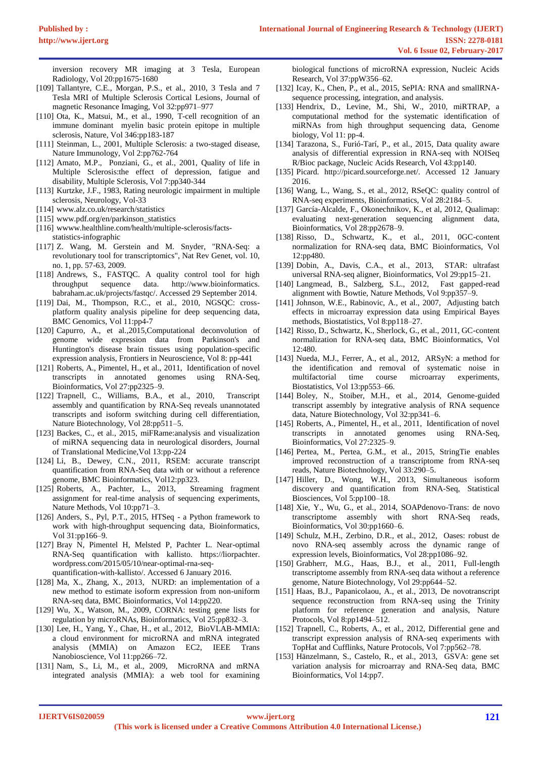inversion recovery MR imaging at 3 Tesla, European Radiology, Vol 20:pp1675-1680

[109] Tallantyre, C.E., Morgan, P.S., et al., 2010, 3 Tesla and 7 Tesla MRI of Multiple Sclerosis Cortical Lesions, Journal of magnetic Resonance Imaging, Vol 32:pp971–977

[110] Ota, K., Matsui, M., et al., 1990, T-cell recognition of an immune dominant myelin basic protein epitope in multiple sclerosis, Nature, Vol 346:pp183-187

[111] Steinman, L., 2001, Multiple Sclerosis: a two-staged disease, Nature Immunology, Vol 2:pp762-764

[112] Amato, M.P., Ponziani, G., et al., 2001, Quality of life in Multiple Sclerosis:the effect of depression, fatigue and disability, Multiple Sclerosis, Vol 7:pp340-344

[113] Kurtzke, J.F., 1983, Rating neurologic impairment in multiple sclerosis, Neurology, Vol-33

[114] www.alz.co.uk/research/statistics

[115] www.pdf.org/en/parkinson_statistics

[116] wwww.healthline.com/health/multiple-sclerosis/facts-statistics-infographic

[117] Z. Wang, M. Gerstein and M. Snyder, "RNA-Seq: a revolutionary tool for transcriptomics", Nat Rev Genet, vol. 10, no. 1, pp. 57-63, 2009.

[118] Andrews, S., FASTQC. A quality control tool for high throughput sequence data. http://www.bioinformatics. babraham.ac.uk/projects/fastqc/. Accessed 29 September 2014.

[119] Dai, M., Thompson, R.C., et al., 2010, NGSQC: cross-platform quality analysis pipeline for deep sequencing data, BMC Genomics, Vol 11:pp4-7

[120] Capurro, A., et al.,2015,Computational deconvolution of genome wide expression data from Parkinson's and Huntington's disease brain tissues using population-specific expression analysis, Frontiers in Neuroscience, Vol 8: pp-441

[121] Roberts, A., Pimentel, H., et al., 2011, Identification of novel transcripts in annotated genomes using RNA-Seq, Bioinformatics, Vol 27:pp2325–9.

[122] Trapnell, C., Williams, B.A., et al., 2010, Transcript assembly and quantification by RNA-Seq reveals unannotated transcripts and isoform switching during cell differentiation, Nature Biotechnology, Vol 28:pp511–5.

[123] Backes, C., et al., 2015, miFRame:analysis and visualization of miRNA sequencing data in neurological disorders, Journal of Translational Medicine,Vol 13:pp-224

[124] Li, B., Dewey, C.N., 2011, RSEM: accurate transcript quantification from RNA-Seq data with or without a reference genome, BMC Bioinformatics, Vol12:pp323.

[125] Roberts, A., Pachter, L., 2013, Streaming fragment assignment for real-time analysis of sequencing experiments, Nature Methods, Vol 10:pp71–3.

[126] Anders, S., Pyl, P.T., 2015, HTSeq - a Python framework to work with high-throughput sequencing data, Bioinformatics, Vol 31:pp166–9.

[127] Bray N, Pimentel H, Melsted P, Pachter L. Near-optimal RNA-Seq quantification with kallisto. https://liorpachter. wordpress.com/2015/05/10/near-optimal-rna-seq-quantification-with-kallisto/. Accessed 6 January 2016.

[128] Ma, X., Zhang, X., 2013, NURD: an implementation of a new method to estimate isoform expression from non-uniform RNA-seq data, BMC Bioinformatics, Vol 14:pp220.

[129] Wu, X., Watson, M., 2009, CORNA: testing gene lists for regulation by microRNAs, Bioinformatics, Vol 25:pp832–3.

[130] Lee, H., Yang, Y., Chae, H., et al., 2012, BioVLAB-MMIA: a cloud environment for microRNA and mRNA integrated analysis (MMIA) on Amazon EC2, IEEE Trans Nanobioscience, Vol 11:pp266–72.

[131] Nam, S., Li, M., et al., 2009, MicroRNA and mRNA integrated analysis (MMIA): a web tool for examining biological functions of microRNA expression, Nucleic Acids Research, Vol 37:ppW356–62.

[132] Icay, K., Chen, P., et al., 2015, SePIA: RNA and smallRNA-sequence processing, integration, and analysis.

[133] Hendrix, D., Levine, M., Shi, W., 2010, miRTRAP, a computational method for the systematic identification of miRNAs from high throughput sequencing data, Genome biology, Vol 11: pp-4.

[134] Tarazona, S., Furió-Tarí, P., et al., 2015, Data quality aware analysis of differential expression in RNA-seq with NOISeq R/Bioc package, Nucleic Acids Research, Vol 43:pp140.

[135] Picard. http://picard.sourceforge.net/. Accessed 12 January 2016.

[136] Wang, L., Wang, S., et al., 2012, RSeQC: quality control of RNA-seq experiments, Bioinformatics, Vol 28:2184–5.

[137] García-Alcalde, F., Okonechnikov, K., et al, 2012, Qualimap: evaluating next-generation sequencing alignment data, Bioinformatics, Vol 28:pp2678–9.

[138] Risso, D., Schwartz, K., et al., 2011, 0GC-content normalization for RNA-seq data, BMC Bioinformatics, Vol 12:pp480.

[139] Dobin, A., Davis, C.A., et al., 2013, STAR: ultrafast universal RNA-seq aligner, Bioinformatics, Vol 29:pp15–21.

[140] Langmead, B., Salzberg, S.L., 2012, Fast gapped-read alignment with Bowtie, Nature Methods, Vol 9:pp357–9.

[141] Johnson, W.E., Rabinovic, A., et al., 2007, Adjusting batch effects in microarray expression data using Empirical Bayes methods, Biostatistics, Vol 8:pp118–27.

[142] Risso, D., Schwartz, K., Sherlock, G., et al., 2011, GC-content normalization for RNA-seq data, BMC Bioinformatics, Vol 12:480.

[143] Nueda, M.J., Ferrer, A., et al., 2012, ARSyN: a method for the identification and removal of systematic noise in multifactorial time course microarray experiments, Biostatistics, Vol 13:pp553–66.

[144] Boley, N., Stoiber, M.H., et al., 2014, Genome-guided transcript assembly by integrative analysis of RNA sequence data, Nature Biotechnology, Vol 32:pp341–6.

[145] Roberts, A., Pimentel, H., et al., 2011, Identification of novel transcripts in annotated genomes using RNA-Seq, Bioinformatics, Vol 27:2325–9.

[146] Pertea, M., Pertea, G.M., et al., 2015, StringTie enables improved reconstruction of a transcriptome from RNA-seq reads, Nature Biotechnology, Vol 33:290–5.

[147] Hiller, D., Wong, W.H., 2013, Simultaneous isoform discovery and quantification from RNA-Seq, Statistical Biosciences, Vol 5:pp100–18.

[148] Xie, Y., Wu, G., et al., 2014, SOAPdenovo-Trans: de novo transcriptome assembly with short RNA-Seq reads, Bioinformatics, Vol 30:pp1660–6.

[149] Schulz, M.H., Zerbino, D.R., et al., 2012, Oases: robust de novo RNA-seq assembly across the dynamic range of expression levels, Bioinformatics, Vol 28:pp1086–92.

[150] Grabherr, M.G., Haas, B.J., et al., 2011, Full-length transcriptome assembly from RNA-seq data without a reference genome, Nature Biotechnology, Vol 29:pp644–52.

[151] Haas, B.J., Papanicolaou, A., et al., 2013, De novotranscript sequence reconstruction from RNA-seq using the Trinity platform for reference generation and analysis, Nature Protocols, Vol 8:pp1494–512.

[152] Trapnell, C., Roberts, A., et al., 2012, Differential gene and transcript expression analysis of RNA-seq experiments with TopHat and Cufflinks, Nature Protocols, Vol 7:pp562–78.

[153] Hänzelmann, S., Castelo, R., et al., 2013, GSVA: gene set variation analysis for microarray and RNA-Seq data, BMC Bioinformatics, Vol 14:pp7.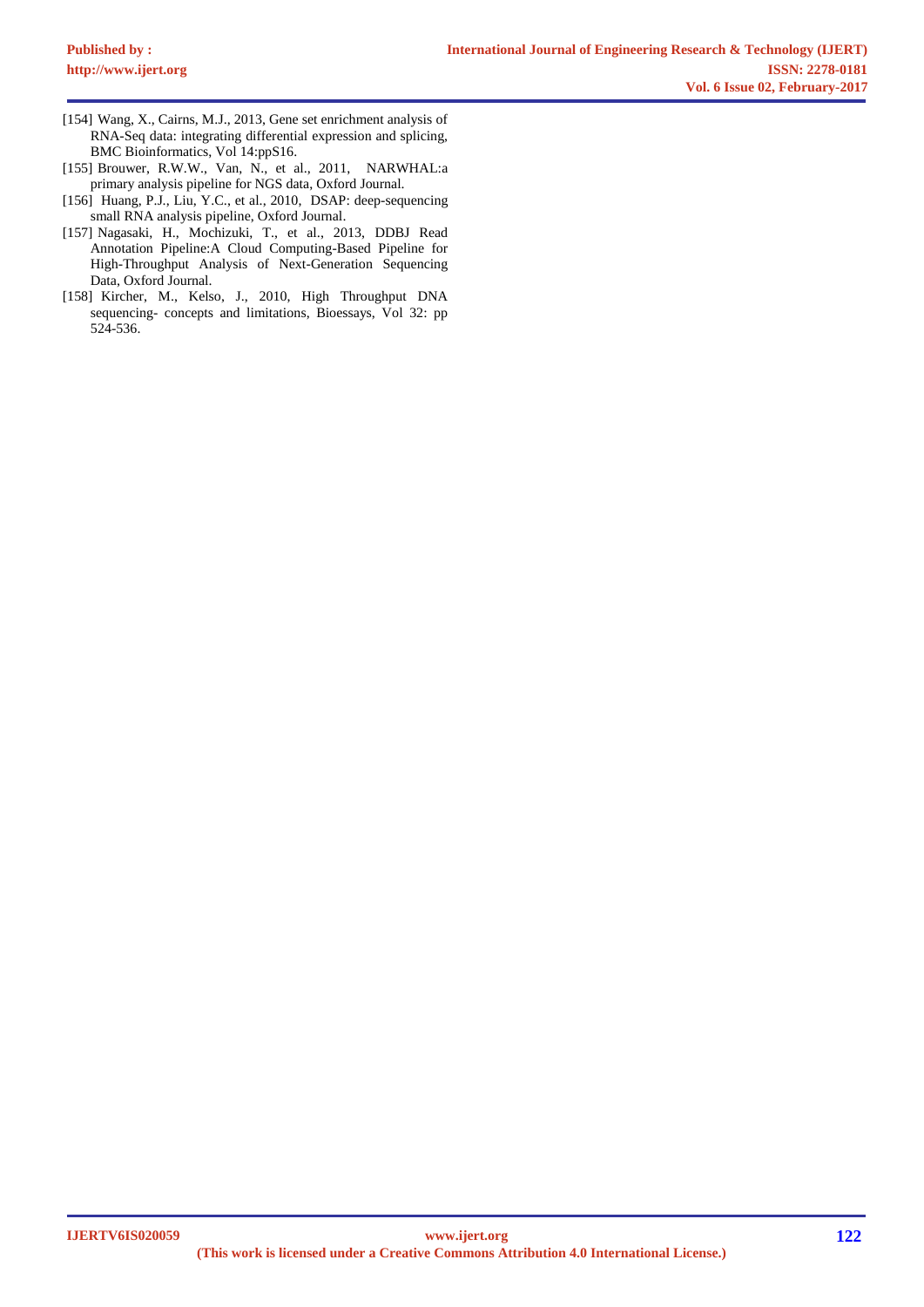[154] Wang, X., Cairns, M.J., 2013, Gene set enrichment analysis of RNA-Seq data: integrating differential expression and splicing, BMC Bioinformatics, Vol 14:ppS16.

[155] Brouwer, R.W.W., Van, N., et al., 2011, NARWHAL:a primary analysis pipeline for NGS data, Oxford Journal.

[156] Huang, P.J., Liu, Y.C., et al., 2010, DSAP: deep-sequencing small RNA analysis pipeline, Oxford Journal.

[157] Nagasaki, H., Mochizuki, T., et al., 2013, DDBJ Read Annotation Pipeline:A Cloud Computing-Based Pipeline for High-Throughput Analysis of Next-Generation Sequencing Data, Oxford Journal.

[158] Kircher, M., Kelso, J., 2010, High Throughput DNA sequencing- concepts and limitations, Bioessays, Vol 32: pp 524-536.